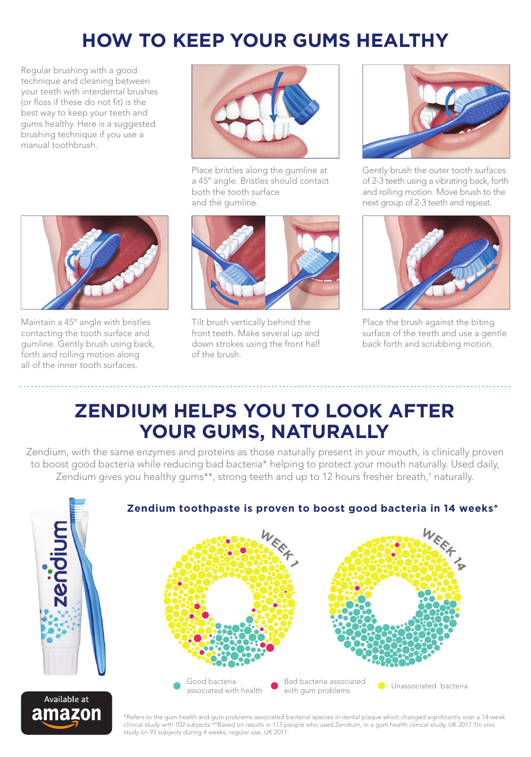# HOW TO KEEP YOUR GUMS HEALTHY

Regular brushing with a good technique and cleaning between your teeth with interdental brushes (or floss if these do not fit) is the best way to keep your teeth and gums healthy. Here is a suggested brushing technique if you use a manual toothbrush.

Place bristles along the gumline at a 45° angle. Bristles should contact both the tooth surface and the gumline.

Gently brush the outer tooth surfaces of 2-3 teeth using a vibrating back, forth and rolling motion. Move brush to the next group of 2-3 teeth and repeat.

Maintain a 45° angle with bristles contacting the tooth surface and gumline. Gently brush using back, forth and rolling motion along all of the inner tooth surfaces.

Tilt brush vertically behind the front teeth. Make several up and down strokes using the front half of the brush.

Place the brush against the biting surface of the teeth and use a gentle back forth and scrubbing motion.

# ZENDIUM HELPS YOU TO LOOK AFTER YOUR GUMS, NATURALLY

Zendium, with the same enzymes and proteins as those naturally present in your mouth, is clinically proven to boost good bacteria while reducing bad bacteria* helping to protect your mouth naturally. Used daily, Zendium gives you healthy gums**, strong teeth and up to 12 hours fresher breath,† naturally.

**Zendium toothpaste is proven to boost good bacteria in 14 weeks***

WEEK 1 | WEEK 14

Good bacteria associated with health | Bad bacteria associated with gum problems | Unassociated bacteria

Available at amazon

*Refers to the gum health and gum problems associated bacterial species in dental plaque which changed significantly over a 14-week clinical study with 102 subjects.**Based on results in 113 people who used Zendium, in a gum health clinical study, UK 2017.†In vivo study on 93 subjects during 4 weeks, regular use, UK 2017.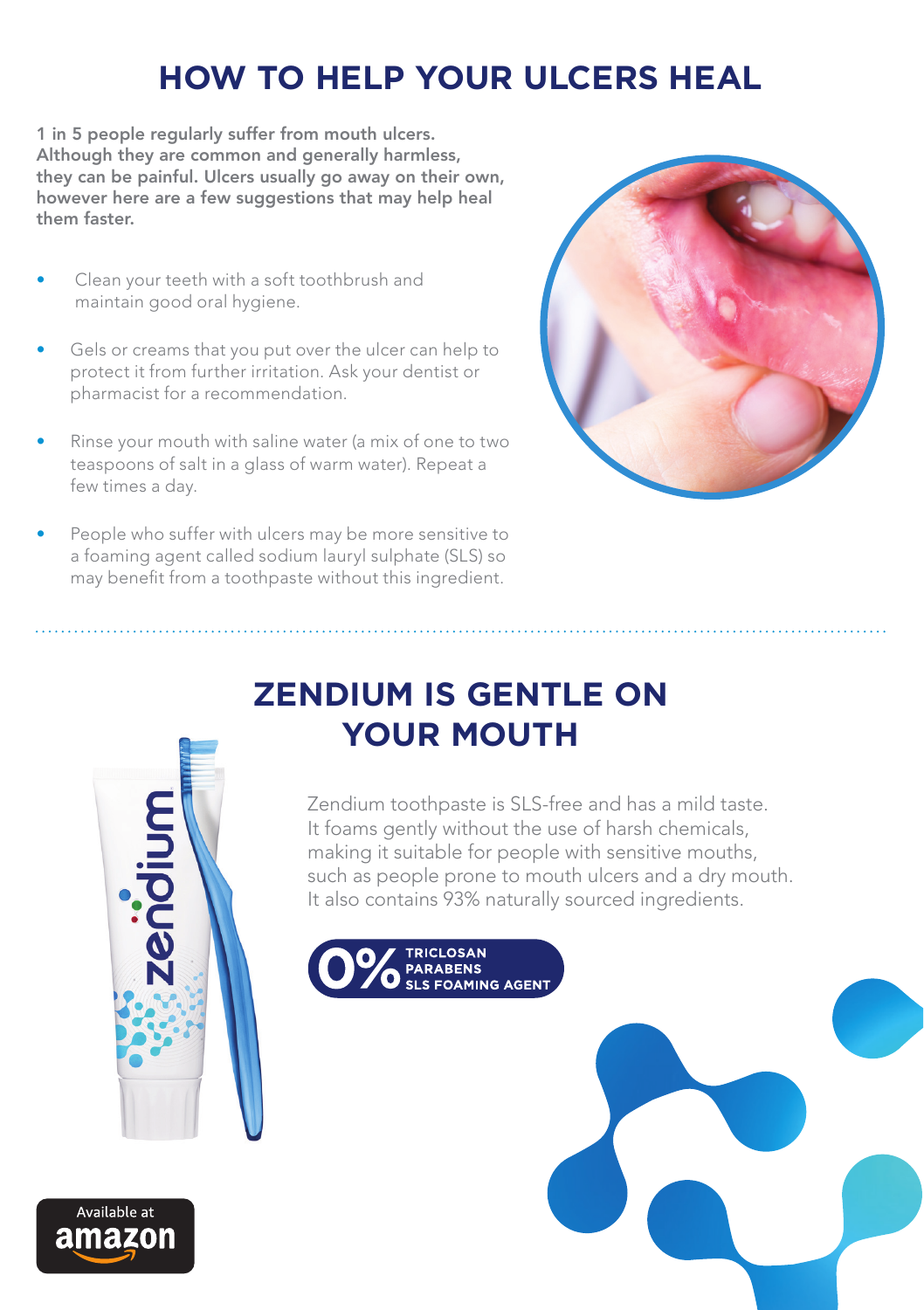# HOW TO HELP YOUR ULCERS HEAL

**1 in 5 people regularly suffer from mouth ulcers. Although they are common and generally harmless, they can be painful. Ulcers usually go away on their own, however here are a few suggestions that may help heal them faster.**

- Clean your teeth with a soft toothbrush and maintain good oral hygiene.
- Gels or creams that you put over the ulcer can help to protect it from further irritation. Ask your dentist or pharmacist for a recommendation.
- Rinse your mouth with saline water (a mix of one to two teaspoons of salt in a glass of warm water). Repeat a few times a day.
- People who suffer with ulcers may be more sensitive to a foaming agent called sodium lauryl sulphate (SLS) so may benefit from a toothpaste without this ingredient.

# ZENDIUM IS GENTLE ON YOUR MOUTH

Zendium toothpaste is SLS-free and has a mild taste. It foams gently without the use of harsh chemicals, making it suitable for people with sensitive mouths, such as people prone to mouth ulcers and a dry mouth. It also contains 93% naturally sourced ingredients.

**0% TRICLOSAN PARABENS SLS FOAMING AGENT**

Available at amazon